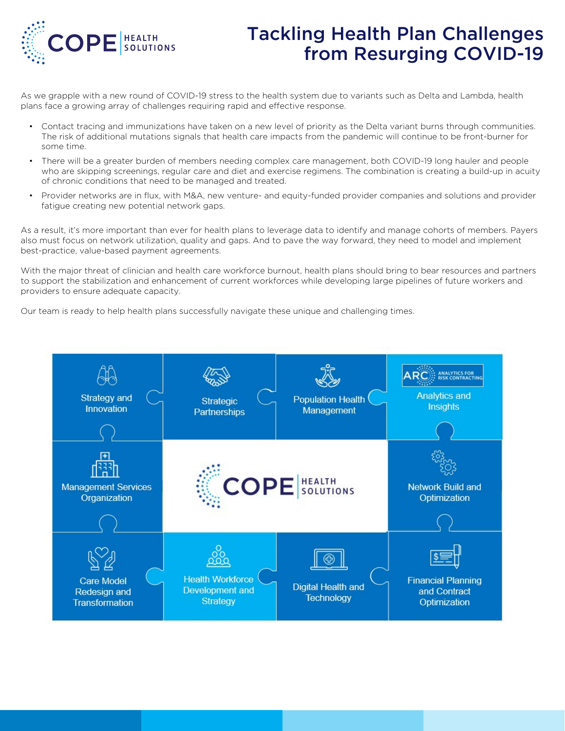# Tackling Health Plan Challenges from Resurging COVID-19

As we grapple with a new round of COVID-19 stress to the health system due to variants such as Delta and Lambda, health plans face a growing array of challenges requiring rapid and effective response.

- Contact tracing and immunizations have taken on a new level of priority as the Delta variant burns through communities. The risk of additional mutations signals that health care impacts from the pandemic will continue to be front-burner for some time.
- There will be a greater burden of members needing complex care management, both COVID-19 long hauler and people who are skipping screenings, regular care and diet and exercise regimens. The combination is creating a build-up in acuity of chronic conditions that need to be managed and treated.
- Provider networks are in flux, with M&A, new venture- and equity-funded provider companies and solutions and provider fatigue creating new potential network gaps.

As a result, it's more important than ever for health plans to leverage data to identify and manage cohorts of members. Payers also must focus on network utilization, quality and gaps. And to pave the way forward, they need to model and implement best-practice, value-based payment agreements.

With the major threat of clinician and health care workforce burnout, health plans should bring to bear resources and partners to support the stabilization and enhancement of current workforces while developing large pipelines of future workers and providers to ensure adequate capacity.

Our team is ready to help health plans successfully navigate these unique and challenging times.

- Strategy and Innovation
- Strategic Partnerships
- Population Health Management
- ARC Analytics for Risk Contracting – Analytics and Insights
- Management Services Organization
- Network Build and Optimization
- Care Model Redesign and Transformation
- Health Workforce Development and Strategy
- Digital Health and Technology
- Financial Planning and Contract Optimization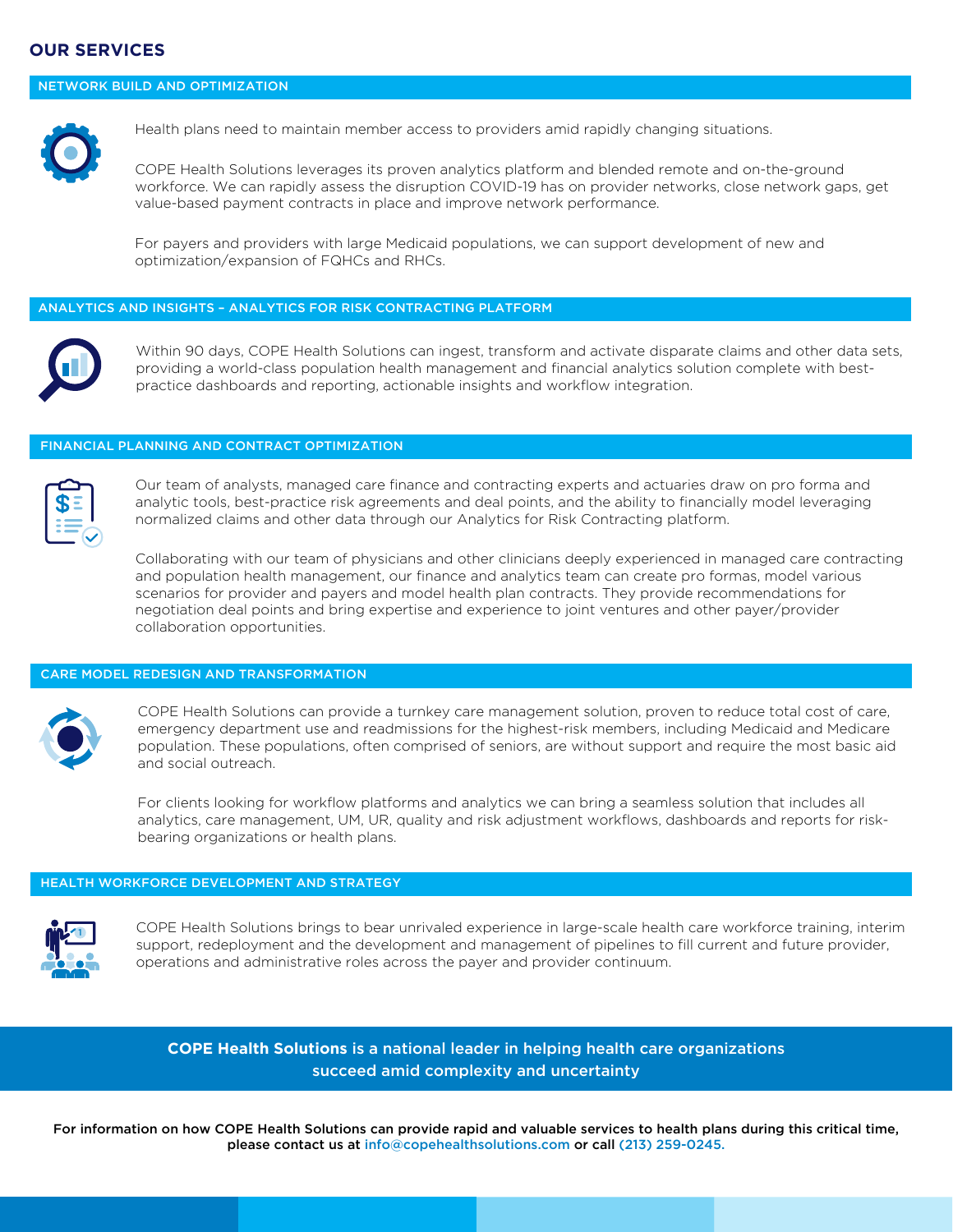## OUR SERVICES

### NETWORK BUILD AND OPTIMIZATION

Health plans need to maintain member access to providers amid rapidly changing situations.

COPE Health Solutions leverages its proven analytics platform and blended remote and on-the-ground workforce. We can rapidly assess the disruption COVID-19 has on provider networks, close network gaps, get value-based payment contracts in place and improve network performance.

For payers and providers with large Medicaid populations, we can support development of new and optimization/expansion of FQHCs and RHCs.

### ANALYTICS AND INSIGHTS – ANALYTICS FOR RISK CONTRACTING PLATFORM

Within 90 days, COPE Health Solutions can ingest, transform and activate disparate claims and other data sets, providing a world-class population health management and financial analytics solution complete with best-practice dashboards and reporting, actionable insights and workflow integration.

### FINANCIAL PLANNING AND CONTRACT OPTIMIZATION

Our team of analysts, managed care finance and contracting experts and actuaries draw on pro forma and analytic tools, best-practice risk agreements and deal points, and the ability to financially model leveraging normalized claims and other data through our Analytics for Risk Contracting platform.

Collaborating with our team of physicians and other clinicians deeply experienced in managed care contracting and population health management, our finance and analytics team can create pro formas, model various scenarios for provider and payers and model health plan contracts. They provide recommendations for negotiation deal points and bring expertise and experience to joint ventures and other payer/provider collaboration opportunities.

### CARE MODEL REDESIGN AND TRANSFORMATION

COPE Health Solutions can provide a turnkey care management solution, proven to reduce total cost of care, emergency department use and readmissions for the highest-risk members, including Medicaid and Medicare population. These populations, often comprised of seniors, are without support and require the most basic aid and social outreach.

For clients looking for workflow platforms and analytics we can bring a seamless solution that includes all analytics, care management, UM, UR, quality and risk adjustment workflows, dashboards and reports for risk-bearing organizations or health plans.

### HEALTH WORKFORCE DEVELOPMENT AND STRATEGY

COPE Health Solutions brings to bear unrivaled experience in large-scale health care workforce training, interim support, redeployment and the development and management of pipelines to fill current and future provider, operations and administrative roles across the payer and provider continuum.

**COPE Health Solutions** is a national leader in helping health care organizations succeed amid complexity and uncertainty

**For information on how COPE Health Solutions can provide rapid and valuable services to health plans during this critical time, please contact us at info@copehealthsolutions.com or call (213) 259-0245.**